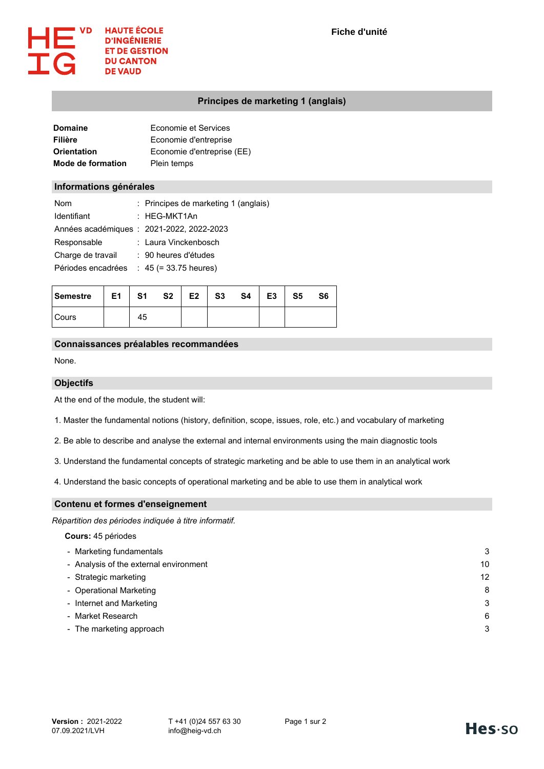HAUTE ÉCOLE D'INGÉNIERIE ET DE GESTION DU CANTON DE VAUD

**Fiche d'unité**

# Principes de marketing 1 (anglais)

| | |
|---|---|
| **Domaine** | Economie et Services |
| **Filière** | Economie d'entreprise |
| **Orientation** | Economie d'entreprise (EE) |
| **Mode de formation** | Plein temps |

## Informations générales

| | |
|---|---|
| Nom | : Principes de marketing 1 (anglais) |
| Identifiant | : HEG-MKT1An |
| Années académiques | : 2021-2022, 2022-2023 |
| Responsable | : Laura Vinckenbosch |
| Charge de travail | : 90 heures d'études |
| Périodes encadrées | : 45 (= 33.75 heures) |

| Semestre | E1 | S1 | S2 | E2 | S3 | S4 | E3 | S5 | S6 |
|---|---|---|---|---|---|---|---|---|---|
| Cours | | 45 | | | | | | | |

## Connaissances préalables recommandées

None.

## Objectifs

At the end of the module, the student will:

1. Master the fundamental notions (history, definition, scope, issues, role, etc.) and vocabulary of marketing
2. Be able to describe and analyse the external and internal environments using the main diagnostic tools
3. Understand the fundamental concepts of strategic marketing and be able to use them in an analytical work
4. Understand the basic concepts of operational marketing and be able to use them in analytical work

## Contenu et formes d'enseignement

*Répartition des périodes indiquée à titre informatif.*

**Cours:** 45 périodes

| | |
|---|---|
| - Marketing fundamentals | 3 |
| - Analysis of the external environment | 10 |
| - Strategic marketing | 12 |
| - Operational Marketing | 8 |
| - Internet and Marketing | 3 |
| - Market Research | 6 |
| - The marketing approach | 3 |

**Version :** 2021-2022
07.09.2021/LVH

T +41 (0)24 557 63 30
info@heig-vd.ch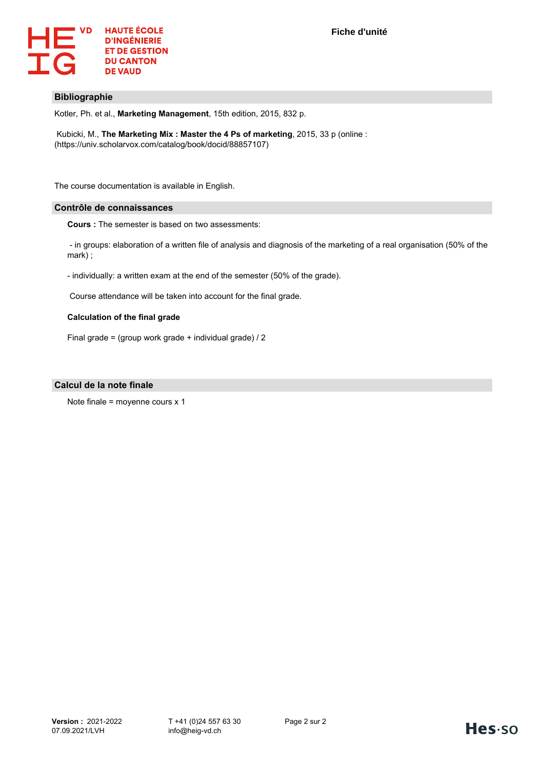## Bibliographie

Kotler, Ph. et al., **Marketing Management**, 15th edition, 2015, 832 p.

Kubicki, M., **The Marketing Mix : Master the 4 Ps of marketing**, 2015, 33 p (online : (https://univ.scholarvox.com/catalog/book/docid/88857107)

The course documentation is available in English.

## Contrôle de connaissances

**Cours :** The semester is based on two assessments:

- in groups: elaboration of a written file of analysis and diagnosis of the marketing of a real organisation (50% of the mark) ;

- individually: a written exam at the end of the semester (50% of the grade).

Course attendance will be taken into account for the final grade.

**Calculation of the final grade**

Final grade = (group work grade + individual grade) / 2

## Calcul de la note finale

Note finale = moyenne cours x 1